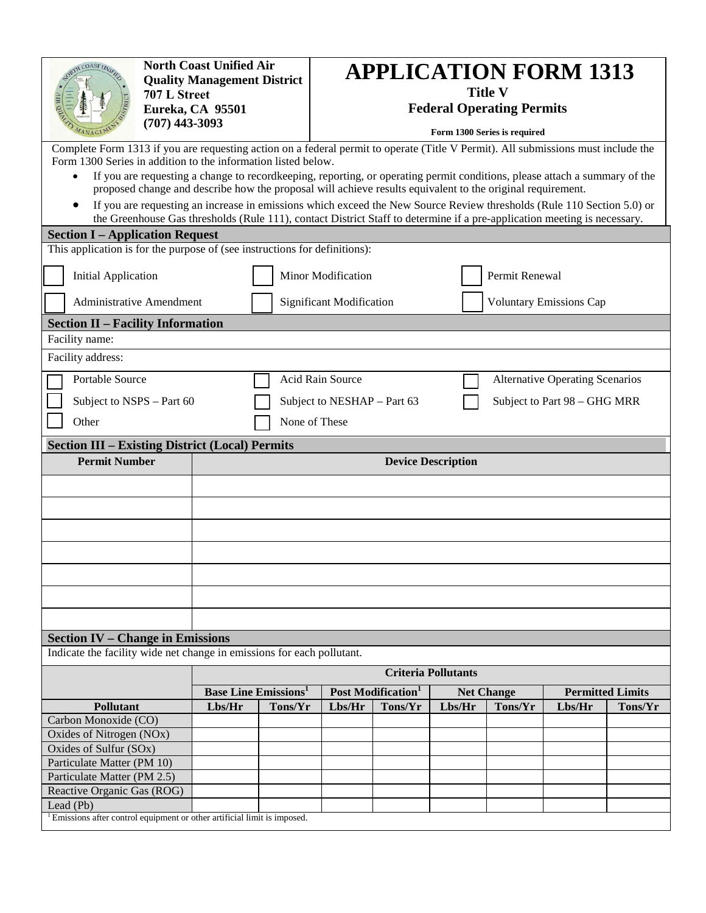**North Coast Unified Air Quality Management District**
**707 L Street**
**Eureka, CA 95501**
**(707) 443-3093**

# APPLICATION FORM 1313

**Title V**
**Federal Operating Permits**

**Form 1300 Series is required**

Complete Form 1313 if you are requesting action on a federal permit to operate (Title V Permit). All submissions must include the Form 1300 Series in addition to the information listed below.

- If you are requesting a change to recordkeeping, reporting, or operating permit conditions, please attach a summary of the proposed change and describe how the proposal will achieve results equivalent to the original requirement.
- If you are requesting an increase in emissions which exceed the New Source Review thresholds (Rule 110 Section 5.0) or the Greenhouse Gas thresholds (Rule 111), contact District Staff to determine if a pre-application meeting is necessary.

## Section I – Application Request

This application is for the purpose of (see instructions for definitions):

☐ Initial Application ☐ Minor Modification ☐ Permit Renewal

☐ Administrative Amendment ☐ Significant Modification ☐ Voluntary Emissions Cap

## Section II – Facility Information

Facility name:

Facility address:

☐ Portable Source ☐ Acid Rain Source ☐ Alternative Operating Scenarios

☐ Subject to NSPS – Part 60 ☐ Subject to NESHAP – Part 63 ☐ Subject to Part 98 – GHG MRR

☐ Other ☐ None of These

## Section III – Existing District (Local) Permits

| Permit Number | Device Description |
|---|---|
| | |
| | |
| | |
| | |
| | |
| | |
| | |

## Section IV – Change in Emissions

Indicate the facility wide net change in emissions for each pollutant.

| | Criteria Pollutants | | | | | | | |
|---|---|---|---|---|---|---|---|---|
| | Base Line Emissions[1] | | Post Modification[1] | | Net Change | | Permitted Limits | |
| **Pollutant** | **Lbs/Hr** | **Tons/Yr** | **Lbs/Hr** | **Tons/Yr** | **Lbs/Hr** | **Tons/Yr** | **Lbs/Hr** | **Tons/Yr** |
| Carbon Monoxide (CO) | | | | | | | | |
| Oxides of Nitrogen (NOx) | | | | | | | | |
| Oxides of Sulfur (SOx) | | | | | | | | |
| Particulate Matter (PM 10) | | | | | | | | |
| Particulate Matter (PM 2.5) | | | | | | | | |
| Reactive Organic Gas (ROG) | | | | | | | | |
| Lead (Pb) | | | | | | | | |

[1] Emissions after control equipment or other artificial limit is imposed.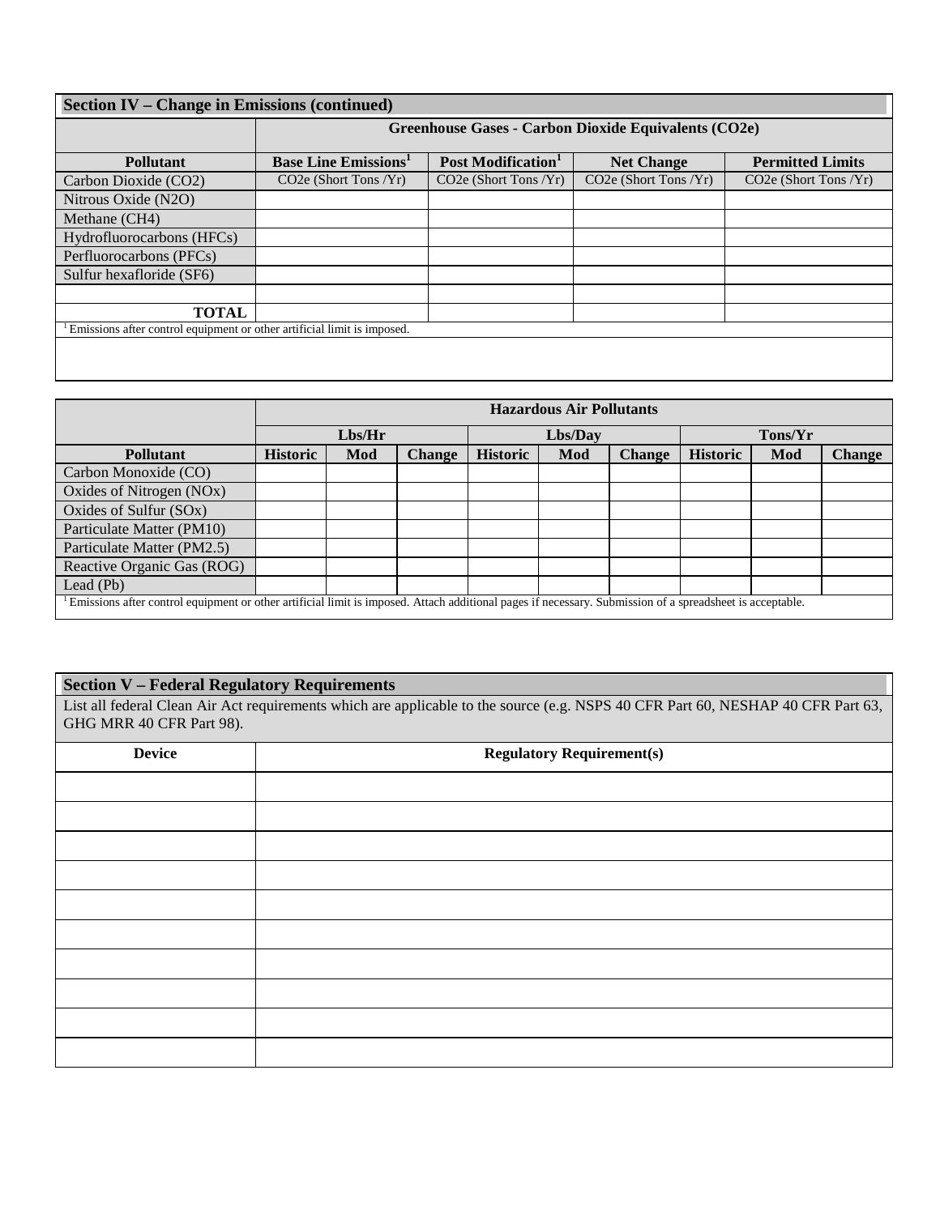## Section IV – Change in Emissions (continued)

| | Greenhouse Gases - Carbon Dioxide Equivalents (CO2e) | | | |
|---|---|---|---|---|
| **Pollutant** | **Base Line Emissions[1]** | **Post Modification[1]** | **Net Change** | **Permitted Limits** |
| Carbon Dioxide (CO2) | CO2e (Short Tons /Yr) | CO2e (Short Tons /Yr) | CO2e (Short Tons /Yr) | CO2e (Short Tons /Yr) |
| Nitrous Oxide (N2O) | | | | |
| Methane (CH4) | | | | |
| Hydrofluorocarbons (HFCs) | | | | |
| Perfluorocarbons (PFCs) | | | | |
| Sulfur hexafloride (SF6) | | | | |
| | | | | |
| **TOTAL** | | | | |

[1] Emissions after control equipment or other artificial limit is imposed.

| | Hazardous Air Pollutants | | | | | | | | |
|---|---|---|---|---|---|---|---|---|---|
| | Lbs/Hr | | | Lbs/Day | | | Tons/Yr | | |
| **Pollutant** | **Historic** | **Mod** | **Change** | **Historic** | **Mod** | **Change** | **Historic** | **Mod** | **Change** |
| Carbon Monoxide (CO) | | | | | | | | | |
| Oxides of Nitrogen (NOx) | | | | | | | | | |
| Oxides of Sulfur (SOx) | | | | | | | | | |
| Particulate Matter (PM10) | | | | | | | | | |
| Particulate Matter (PM2.5) | | | | | | | | | |
| Reactive Organic Gas (ROG) | | | | | | | | | |
| Lead (Pb) | | | | | | | | | |

[1] Emissions after control equipment or other artificial limit is imposed. Attach additional pages if necessary. Submission of a spreadsheet is acceptable.

## Section V – Federal Regulatory Requirements

List all federal Clean Air Act requirements which are applicable to the source (e.g. NSPS 40 CFR Part 60, NESHAP 40 CFR Part 63, GHG MRR 40 CFR Part 98).

| Device | Regulatory Requirement(s) |
|---|---|
| | |
| | |
| | |
| | |
| | |
| | |
| | |
| | |
| | |
| | |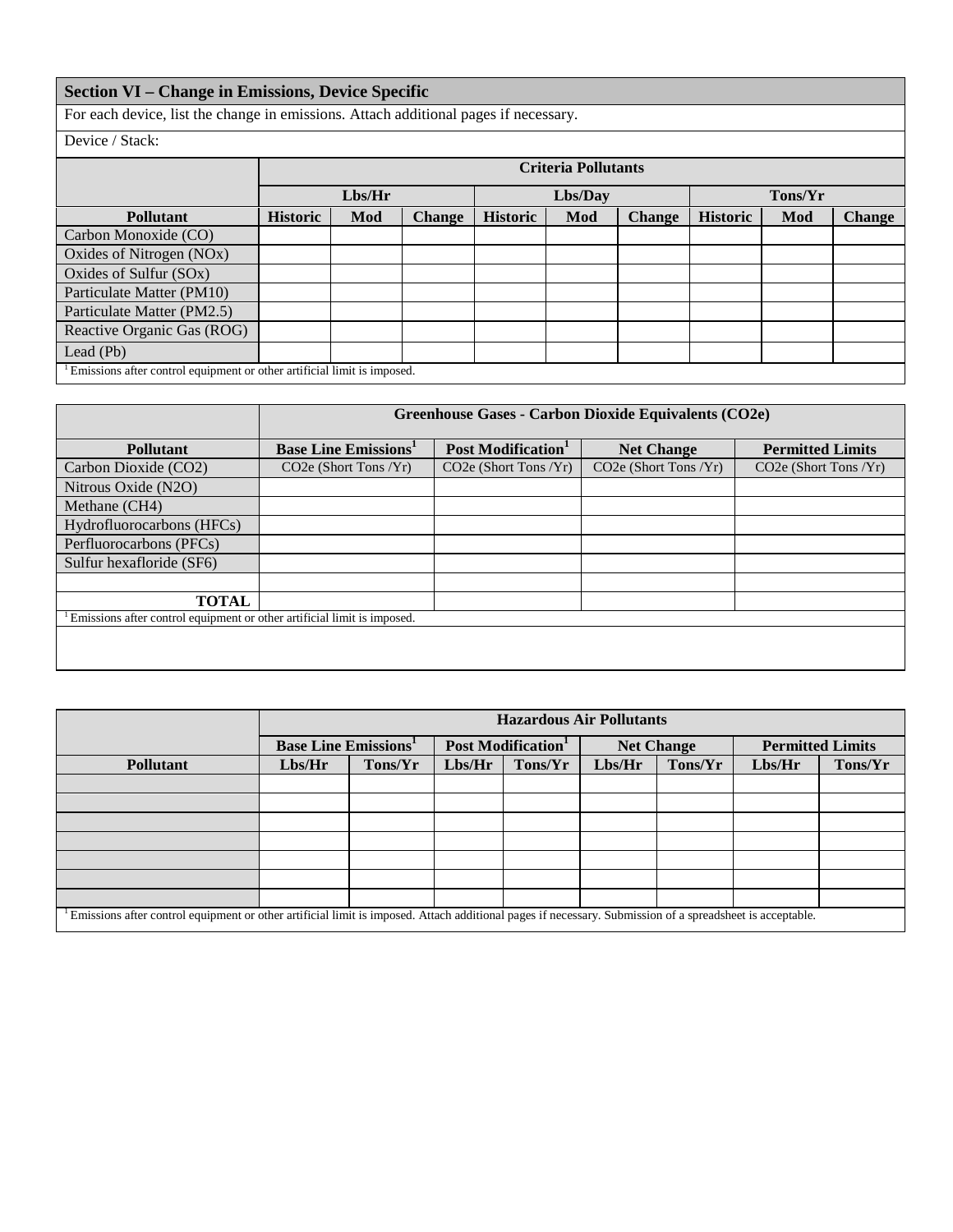## Section VI – Change in Emissions, Device Specific

For each device, list the change in emissions. Attach additional pages if necessary.

Device / Stack:

| | Criteria Pollutants | | | | | | | | |
|---|---|---|---|---|---|---|---|---|---|
| | Lbs/Hr | | | Lbs/Day | | | Tons/Yr | | |
| **Pollutant** | **Historic** | **Mod** | **Change** | **Historic** | **Mod** | **Change** | **Historic** | **Mod** | **Change** |
| Carbon Monoxide (CO) | | | | | | | | | |
| Oxides of Nitrogen (NOx) | | | | | | | | | |
| Oxides of Sulfur (SOx) | | | | | | | | | |
| Particulate Matter (PM10) | | | | | | | | | |
| Particulate Matter (PM2.5) | | | | | | | | | |
| Reactive Organic Gas (ROG) | | | | | | | | | |
| Lead (Pb) | | | | | | | | | |

[1] Emissions after control equipment or other artificial limit is imposed.

| | Greenhouse Gases - Carbon Dioxide Equivalents (CO2e) | | | |
|---|---|---|---|---|
| **Pollutant** | **Base Line Emissions[1]** | **Post Modification[1]** | **Net Change** | **Permitted Limits** |
| Carbon Dioxide (CO2) | CO2e (Short Tons /Yr) | CO2e (Short Tons /Yr) | CO2e (Short Tons /Yr) | CO2e (Short Tons /Yr) |
| Nitrous Oxide (N2O) | | | | |
| Methane (CH4) | | | | |
| Hydrofluorocarbons (HFCs) | | | | |
| Perfluorocarbons (PFCs) | | | | |
| Sulfur hexafloride (SF6) | | | | |
| | | | | |
| **TOTAL** | | | | |

[1] Emissions after control equipment or other artificial limit is imposed.

| | Hazardous Air Pollutants | | | | | | | |
|---|---|---|---|---|---|---|---|---|
| | Base Line Emissions[1] | | Post Modification[1] | | Net Change | | Permitted Limits | |
| **Pollutant** | **Lbs/Hr** | **Tons/Yr** | **Lbs/Hr** | **Tons/Yr** | **Lbs/Hr** | **Tons/Yr** | **Lbs/Hr** | **Tons/Yr** |
| | | | | | | | | |
| | | | | | | | | |
| | | | | | | | | |
| | | | | | | | | |
| | | | | | | | | |
| | | | | | | | | |
| | | | | | | | | |

[1] Emissions after control equipment or other artificial limit is imposed. Attach additional pages if necessary. Submission of a spreadsheet is acceptable.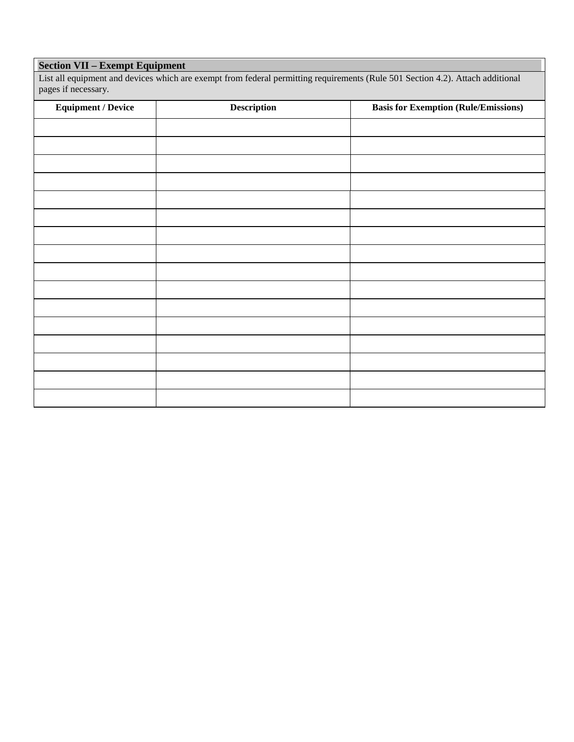## Section VII – Exempt Equipment

List all equipment and devices which are exempt from federal permitting requirements (Rule 501 Section 4.2). Attach additional pages if necessary.

| Equipment / Device | Description | Basis for Exemption (Rule/Emissions) |
|---|---|---|
| | | |
| | | |
| | | |
| | | |
| | | |
| | | |
| | | |
| | | |
| | | |
| | | |
| | | |
| | | |
| | | |
| | | |
| | | |
| | | |